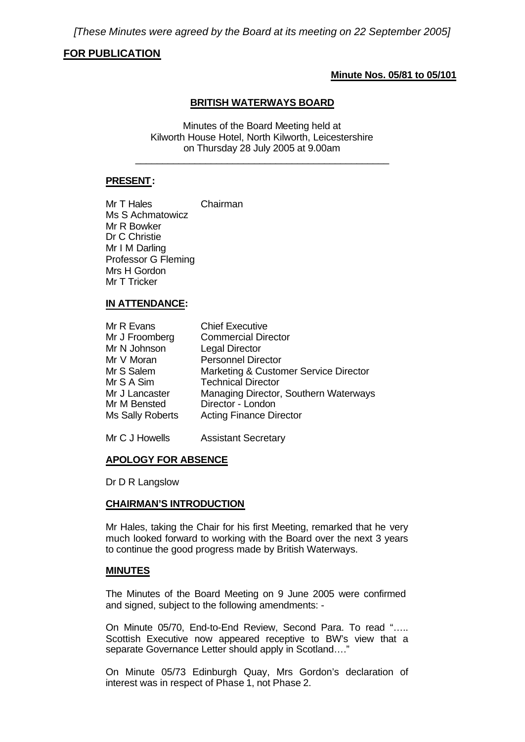*[These Minutes were agreed by the Board at its meeting on 22 September 2005]*

**FOR PUBLICATION**

**Minute Nos. 05/81 to 05/101**

# BRITISH WATERWAYS BOARD

Minutes of the Board Meeting held at
Kilworth House Hotel, North Kilworth, Leicestershire
on Thursday 28 July 2005 at 9.00am

---

## PRESENT:

| | |
|---|---|
| Mr T Hales | Chairman |
| Ms S Achmatowicz | |
| Mr R Bowker | |
| Dr C Christie | |
| Mr I M Darling | |
| Professor G Fleming | |
| Mrs H Gordon | |
| Mr T Tricker | |

## IN ATTENDANCE:

| | |
|---|---|
| Mr R Evans | Chief Executive |
| Mr J Froomberg | Commercial Director |
| Mr N Johnson | Legal Director |
| Mr V Moran | Personnel Director |
| Mr S Salem | Marketing & Customer Service Director |
| Mr S A Sim | Technical Director |
| Mr J Lancaster | Managing Director, Southern Waterways |
| Mr M Bensted | Director - London |
| Ms Sally Roberts | Acting Finance Director |
| Mr C J Howells | Assistant Secretary |

## APOLOGY FOR ABSENCE

Dr D R Langslow

## CHAIRMAN'S INTRODUCTION

Mr Hales, taking the Chair for his first Meeting, remarked that he very much looked forward to working with the Board over the next 3 years to continue the good progress made by British Waterways.

## MINUTES

The Minutes of the Board Meeting on 9 June 2005 were confirmed and signed, subject to the following amendments: -

On Minute 05/70, End-to-End Review, Second Para. To read "….. Scottish Executive now appeared receptive to BW's view that a separate Governance Letter should apply in Scotland…."

On Minute 05/73 Edinburgh Quay, Mrs Gordon's declaration of interest was in respect of Phase 1, not Phase 2.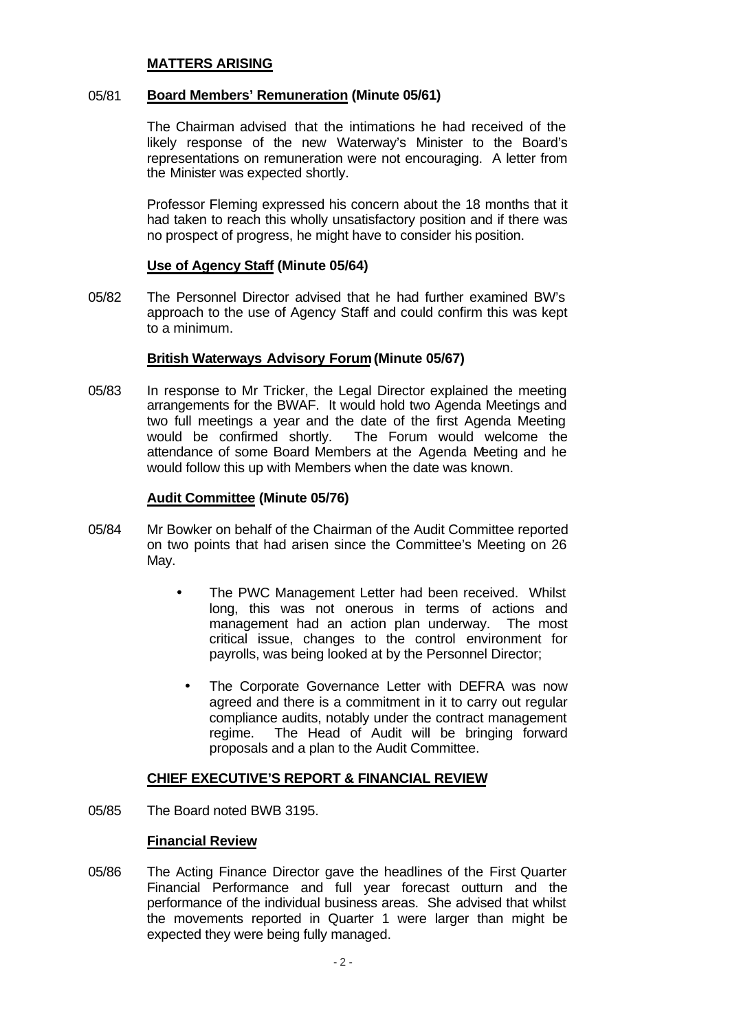## MATTERS ARISING

05/81 **Board Members' Remuneration (Minute 05/61)**

The Chairman advised that the intimations he had received of the likely response of the new Waterway's Minister to the Board's representations on remuneration were not encouraging. A letter from the Minister was expected shortly.

Professor Fleming expressed his concern about the 18 months that it had taken to reach this wholly unsatisfactory position and if there was no prospect of progress, he might have to consider his position.

**Use of Agency Staff (Minute 05/64)**

05/82 The Personnel Director advised that he had further examined BW's approach to the use of Agency Staff and could confirm this was kept to a minimum.

**British Waterways Advisory Forum (Minute 05/67)**

05/83 In response to Mr Tricker, the Legal Director explained the meeting arrangements for the BWAF. It would hold two Agenda Meetings and two full meetings a year and the date of the first Agenda Meeting would be confirmed shortly. The Forum would welcome the attendance of some Board Members at the Agenda Meeting and he would follow this up with Members when the date was known.

**Audit Committee (Minute 05/76)**

05/84 Mr Bowker on behalf of the Chairman of the Audit Committee reported on two points that had arisen since the Committee's Meeting on 26 May.

- The PWC Management Letter had been received. Whilst long, this was not onerous in terms of actions and management had an action plan underway. The most critical issue, changes to the control environment for payrolls, was being looked at by the Personnel Director;
- The Corporate Governance Letter with DEFRA was now agreed and there is a commitment in it to carry out regular compliance audits, notably under the contract management regime. The Head of Audit will be bringing forward proposals and a plan to the Audit Committee.

## CHIEF EXECUTIVE'S REPORT & FINANCIAL REVIEW

05/85 The Board noted BWB 3195.

**Financial Review**

05/86 The Acting Finance Director gave the headlines of the First Quarter Financial Performance and full year forecast outturn and the performance of the individual business areas. She advised that whilst the movements reported in Quarter 1 were larger than might be expected they were being fully managed.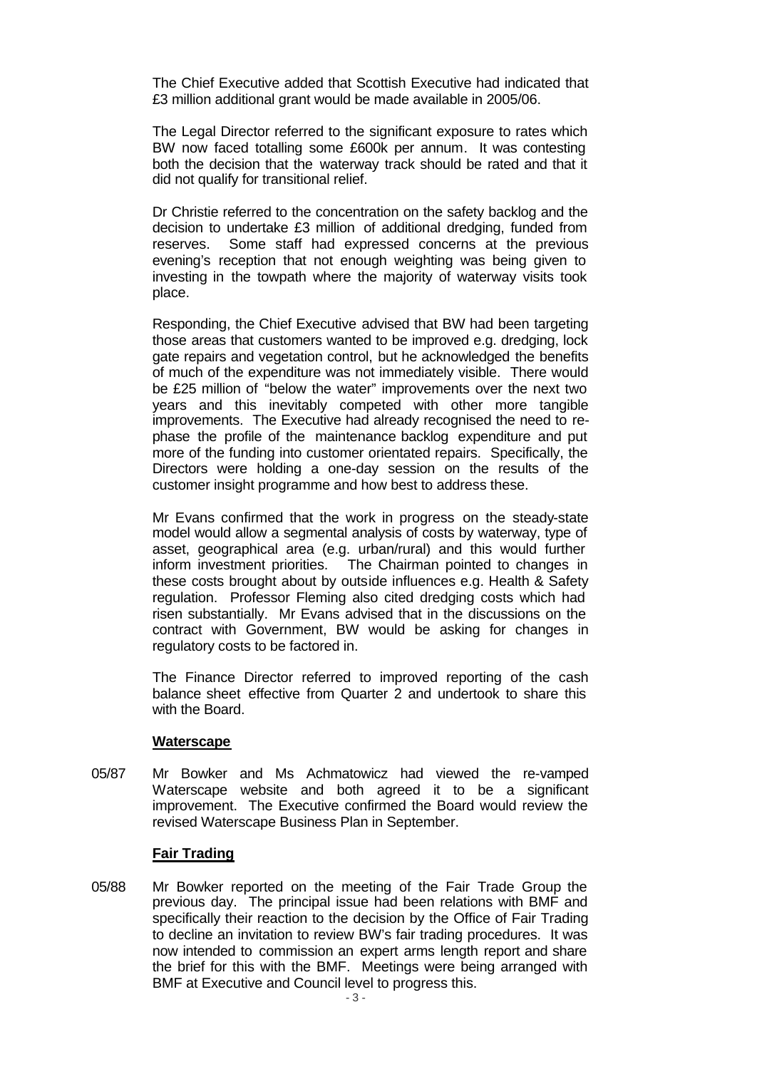The Chief Executive added that Scottish Executive had indicated that £3 million additional grant would be made available in 2005/06.

The Legal Director referred to the significant exposure to rates which BW now faced totalling some £600k per annum. It was contesting both the decision that the waterway track should be rated and that it did not qualify for transitional relief.

Dr Christie referred to the concentration on the safety backlog and the decision to undertake £3 million of additional dredging, funded from reserves. Some staff had expressed concerns at the previous evening's reception that not enough weighting was being given to investing in the towpath where the majority of waterway visits took place.

Responding, the Chief Executive advised that BW had been targeting those areas that customers wanted to be improved e.g. dredging, lock gate repairs and vegetation control, but he acknowledged the benefits of much of the expenditure was not immediately visible. There would be £25 million of "below the water" improvements over the next two years and this inevitably competed with other more tangible improvements. The Executive had already recognised the need to re-phase the profile of the maintenance backlog expenditure and put more of the funding into customer orientated repairs. Specifically, the Directors were holding a one-day session on the results of the customer insight programme and how best to address these.

Mr Evans confirmed that the work in progress on the steady-state model would allow a segmental analysis of costs by waterway, type of asset, geographical area (e.g. urban/rural) and this would further inform investment priorities. The Chairman pointed to changes in these costs brought about by outside influences e.g. Health & Safety regulation. Professor Fleming also cited dredging costs which had risen substantially. Mr Evans advised that in the discussions on the contract with Government, BW would be asking for changes in regulatory costs to be factored in.

The Finance Director referred to improved reporting of the cash balance sheet effective from Quarter 2 and undertook to share this with the Board.

**Waterscape**

05/87 Mr Bowker and Ms Achmatowicz had viewed the re-vamped Waterscape website and both agreed it to be a significant improvement. The Executive confirmed the Board would review the revised Waterscape Business Plan in September.

**Fair Trading**

05/88 Mr Bowker reported on the meeting of the Fair Trade Group the previous day. The principal issue had been relations with BMF and specifically their reaction to the decision by the Office of Fair Trading to decline an invitation to review BW's fair trading procedures. It was now intended to commission an expert arms length report and share the brief for this with the BMF. Meetings were being arranged with BMF at Executive and Council level to progress this.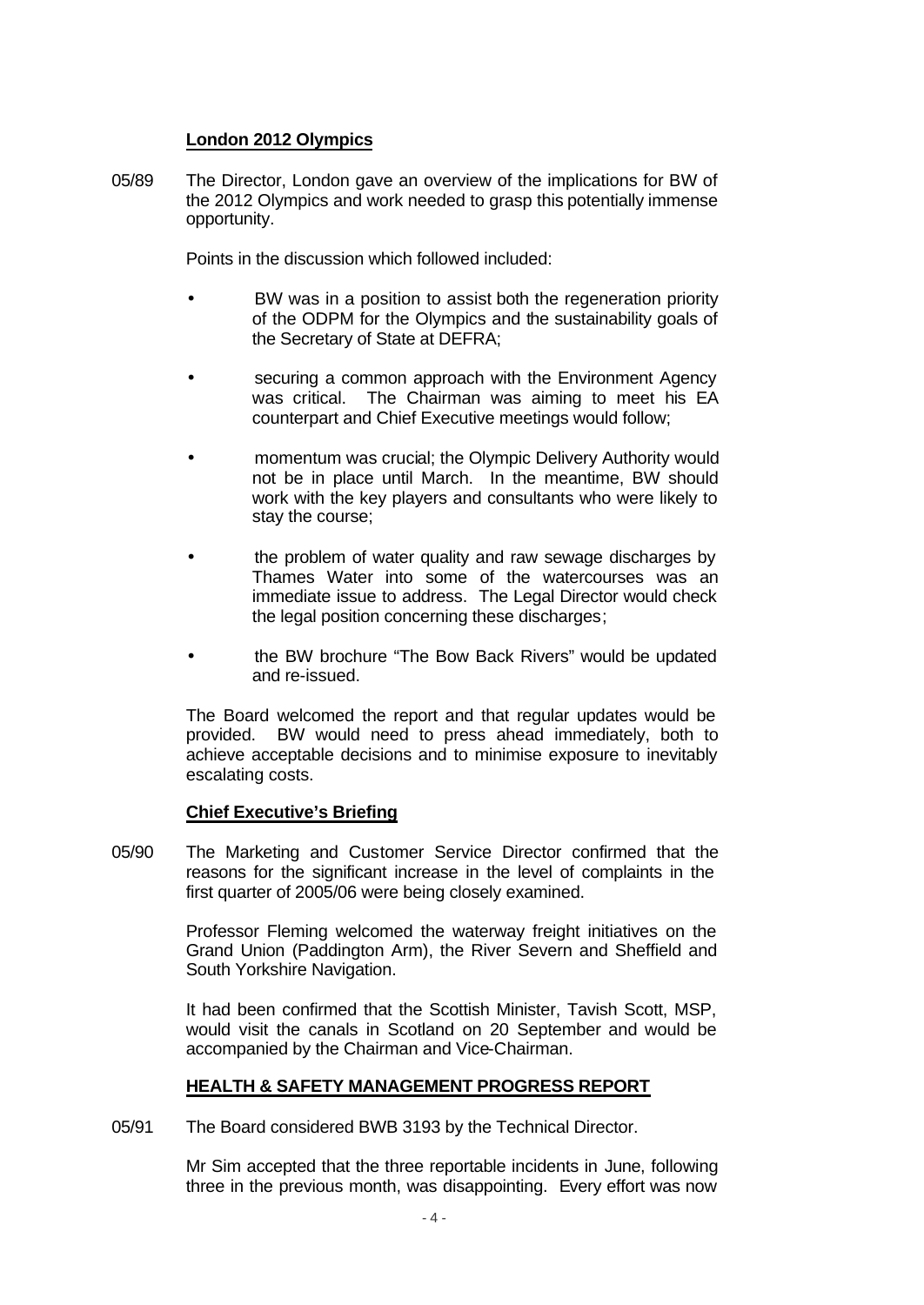**London 2012 Olympics**

05/89 The Director, London gave an overview of the implications for BW of the 2012 Olympics and work needed to grasp this potentially immense opportunity.

Points in the discussion which followed included:

- BW was in a position to assist both the regeneration priority of the ODPM for the Olympics and the sustainability goals of the Secretary of State at DEFRA;
- securing a common approach with the Environment Agency was critical. The Chairman was aiming to meet his EA counterpart and Chief Executive meetings would follow;
- momentum was crucial; the Olympic Delivery Authority would not be in place until March. In the meantime, BW should work with the key players and consultants who were likely to stay the course;
- the problem of water quality and raw sewage discharges by Thames Water into some of the watercourses was an immediate issue to address. The Legal Director would check the legal position concerning these discharges;
- the BW brochure "The Bow Back Rivers" would be updated and re-issued.

The Board welcomed the report and that regular updates would be provided. BW would need to press ahead immediately, both to achieve acceptable decisions and to minimise exposure to inevitably escalating costs.

**Chief Executive's Briefing**

05/90 The Marketing and Customer Service Director confirmed that the reasons for the significant increase in the level of complaints in the first quarter of 2005/06 were being closely examined.

Professor Fleming welcomed the waterway freight initiatives on the Grand Union (Paddington Arm), the River Severn and Sheffield and South Yorkshire Navigation.

It had been confirmed that the Scottish Minister, Tavish Scott, MSP, would visit the canals in Scotland on 20 September and would be accompanied by the Chairman and Vice-Chairman.

**HEALTH & SAFETY MANAGEMENT PROGRESS REPORT**

05/91 The Board considered BWB 3193 by the Technical Director.

Mr Sim accepted that the three reportable incidents in June, following three in the previous month, was disappointing. Every effort was now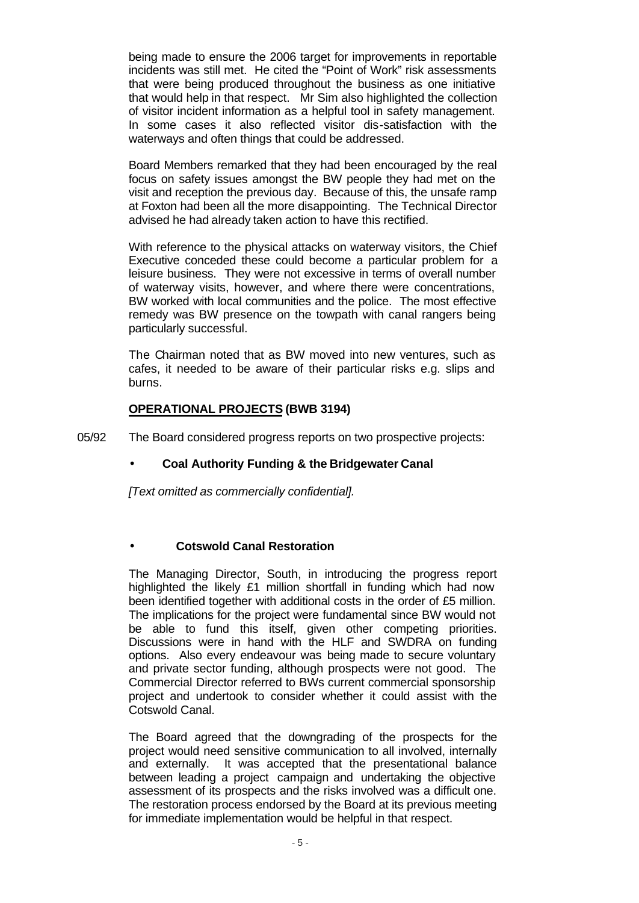being made to ensure the 2006 target for improvements in reportable incidents was still met. He cited the "Point of Work" risk assessments that were being produced throughout the business as one initiative that would help in that respect. Mr Sim also highlighted the collection of visitor incident information as a helpful tool in safety management. In some cases it also reflected visitor dis-satisfaction with the waterways and often things that could be addressed.

Board Members remarked that they had been encouraged by the real focus on safety issues amongst the BW people they had met on the visit and reception the previous day. Because of this, the unsafe ramp at Foxton had been all the more disappointing. The Technical Director advised he had already taken action to have this rectified.

With reference to the physical attacks on waterway visitors, the Chief Executive conceded these could become a particular problem for a leisure business. They were not excessive in terms of overall number of waterway visits, however, and where there were concentrations, BW worked with local communities and the police. The most effective remedy was BW presence on the towpath with canal rangers being particularly successful.

The Chairman noted that as BW moved into new ventures, such as cafes, it needed to be aware of their particular risks e.g. slips and burns.

**OPERATIONAL PROJECTS (BWB 3194)**

05/92 The Board considered progress reports on two prospective projects:

- **Coal Authority Funding & the Bridgewater Canal**

*[Text omitted as commercially confidential].*

- **Cotswold Canal Restoration**

The Managing Director, South, in introducing the progress report highlighted the likely £1 million shortfall in funding which had now been identified together with additional costs in the order of £5 million. The implications for the project were fundamental since BW would not be able to fund this itself, given other competing priorities. Discussions were in hand with the HLF and SWDRA on funding options. Also every endeavour was being made to secure voluntary and private sector funding, although prospects were not good. The Commercial Director referred to BWs current commercial sponsorship project and undertook to consider whether it could assist with the Cotswold Canal.

The Board agreed that the downgrading of the prospects for the project would need sensitive communication to all involved, internally and externally. It was accepted that the presentational balance between leading a project campaign and undertaking the objective assessment of its prospects and the risks involved was a difficult one. The restoration process endorsed by the Board at its previous meeting for immediate implementation would be helpful in that respect.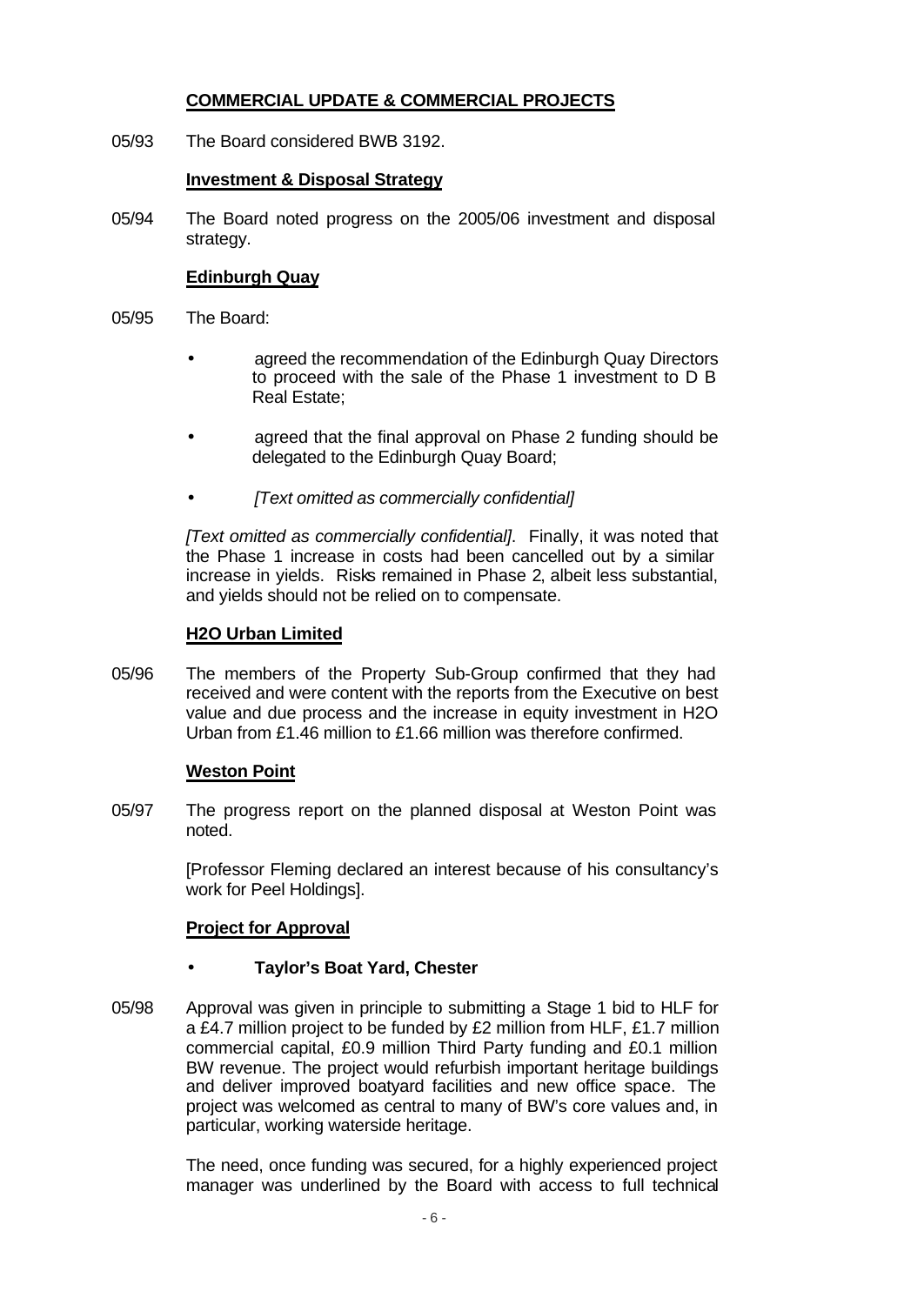## COMMERCIAL UPDATE & COMMERCIAL PROJECTS

05/93 The Board considered BWB 3192.

### Investment & Disposal Strategy

05/94 The Board noted progress on the 2005/06 investment and disposal strategy.

### Edinburgh Quay

05/95 The Board:

- agreed the recommendation of the Edinburgh Quay Directors to proceed with the sale of the Phase 1 investment to D B Real Estate;
- agreed that the final approval on Phase 2 funding should be delegated to the Edinburgh Quay Board;
- *[Text omitted as commercially confidential]*

*[Text omitted as commercially confidential]*. Finally, it was noted that the Phase 1 increase in costs had been cancelled out by a similar increase in yields. Risks remained in Phase 2, albeit less substantial, and yields should not be relied on to compensate.

### H2O Urban Limited

05/96 The members of the Property Sub-Group confirmed that they had received and were content with the reports from the Executive on best value and due process and the increase in equity investment in H2O Urban from £1.46 million to £1.66 million was therefore confirmed.

### Weston Point

05/97 The progress report on the planned disposal at Weston Point was noted.

[Professor Fleming declared an interest because of his consultancy's work for Peel Holdings].

### Project for Approval

- **Taylor's Boat Yard, Chester**

05/98 Approval was given in principle to submitting a Stage 1 bid to HLF for a £4.7 million project to be funded by £2 million from HLF, £1.7 million commercial capital, £0.9 million Third Party funding and £0.1 million BW revenue. The project would refurbish important heritage buildings and deliver improved boatyard facilities and new office space. The project was welcomed as central to many of BW's core values and, in particular, working waterside heritage.

The need, once funding was secured, for a highly experienced project manager was underlined by the Board with access to full technical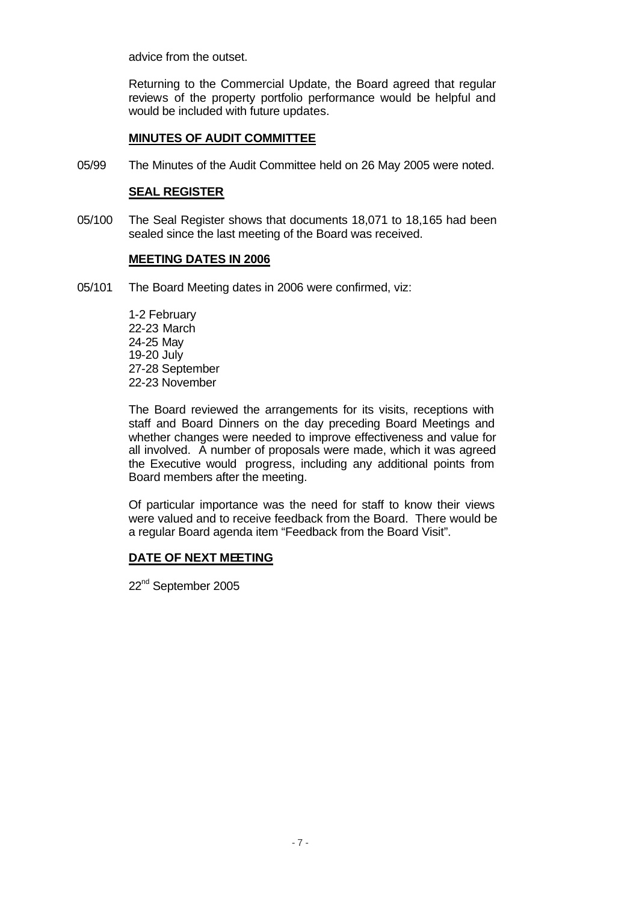advice from the outset.

Returning to the Commercial Update, the Board agreed that regular reviews of the property portfolio performance would be helpful and would be included with future updates.

**MINUTES OF AUDIT COMMITTEE**

05/99 The Minutes of the Audit Committee held on 26 May 2005 were noted.

**SEAL REGISTER**

05/100 The Seal Register shows that documents 18,071 to 18,165 had been sealed since the last meeting of the Board was received.

**MEETING DATES IN 2006**

05/101 The Board Meeting dates in 2006 were confirmed, viz:

1-2 February
22-23 March
24-25 May
19-20 July
27-28 September
22-23 November

The Board reviewed the arrangements for its visits, receptions with staff and Board Dinners on the day preceding Board Meetings and whether changes were needed to improve effectiveness and value for all involved. A number of proposals were made, which it was agreed the Executive would progress, including any additional points from Board members after the meeting.

Of particular importance was the need for staff to know their views were valued and to receive feedback from the Board. There would be a regular Board agenda item "Feedback from the Board Visit".

**DATE OF NEXT MEETING**

22nd September 2005